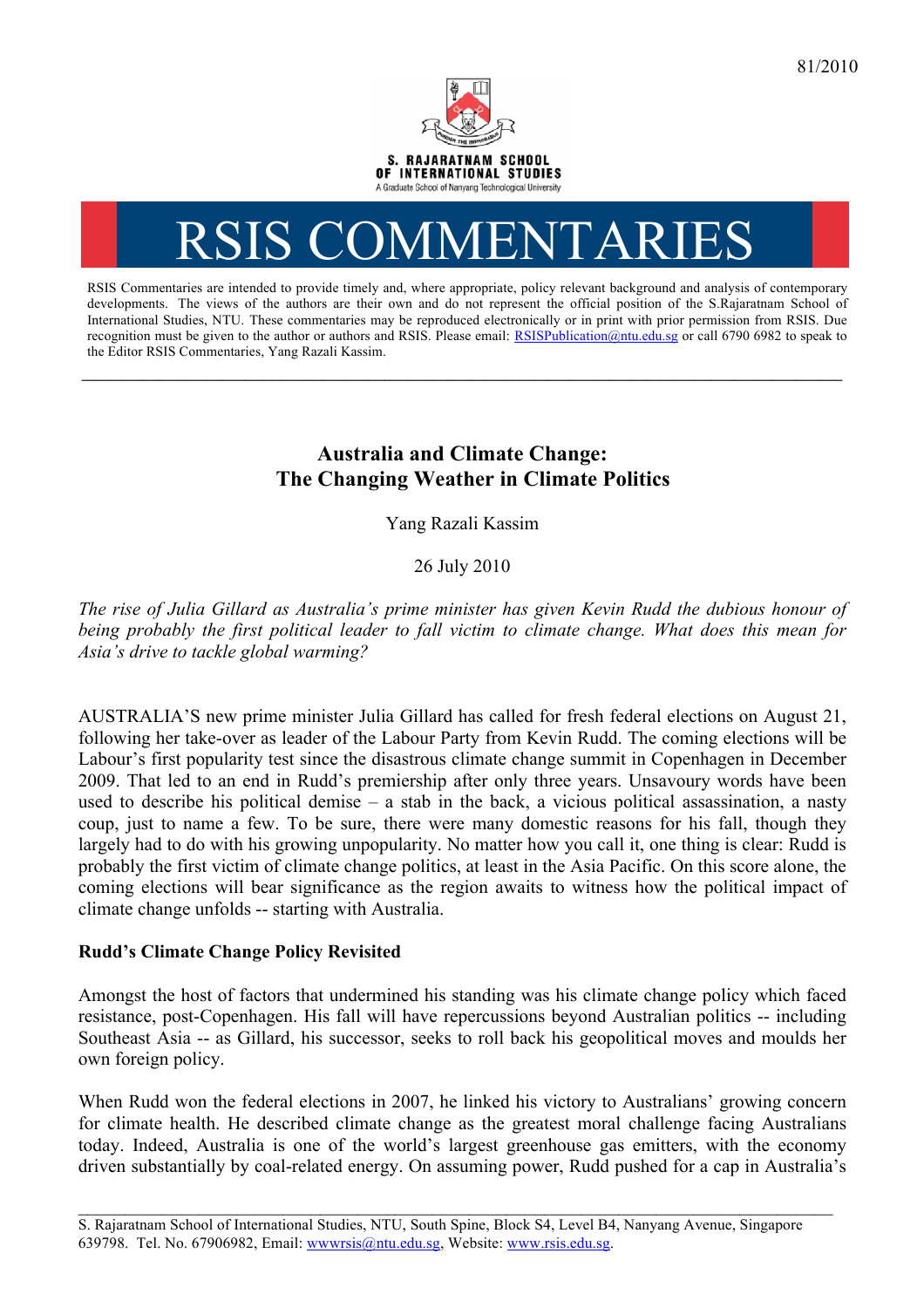81/2010

S. RAJARATNAM SCHOOL OF INTERNATIONAL STUDIES

A Graduate School of Nanyang Technological University

# RSIS COMMENTARIES

RSIS Commentaries are intended to provide timely and, where appropriate, policy relevant background and analysis of contemporary developments. The views of the authors are their own and do not represent the official position of the S.Rajaratnam School of International Studies, NTU. These commentaries may be reproduced electronically or in print with prior permission from RSIS. Due recognition must be given to the author or authors and RSIS. Please email: RSISPublication@ntu.edu.sg or call 6790 6982 to speak to the Editor RSIS Commentaries, Yang Razali Kassim.

---

## Australia and Climate Change: The Changing Weather in Climate Politics

Yang Razali Kassim

26 July 2010

*The rise of Julia Gillard as Australia's prime minister has given Kevin Rudd the dubious honour of being probably the first political leader to fall victim to climate change. What does this mean for Asia's drive to tackle global warming?*

AUSTRALIA'S new prime minister Julia Gillard has called for fresh federal elections on August 21, following her take-over as leader of the Labour Party from Kevin Rudd. The coming elections will be Labour's first popularity test since the disastrous climate change summit in Copenhagen in December 2009. That led to an end in Rudd's premiership after only three years. Unsavoury words have been used to describe his political demise – a stab in the back, a vicious political assassination, a nasty coup, just to name a few. To be sure, there were many domestic reasons for his fall, though they largely had to do with his growing unpopularity. No matter how you call it, one thing is clear: Rudd is probably the first victim of climate change politics, at least in the Asia Pacific. On this score alone, the coming elections will bear significance as the region awaits to witness how the political impact of climate change unfolds -- starting with Australia.

### Rudd's Climate Change Policy Revisited

Amongst the host of factors that undermined his standing was his climate change policy which faced resistance, post-Copenhagen. His fall will have repercussions beyond Australian politics -- including Southeast Asia -- as Gillard, his successor, seeks to roll back his geopolitical moves and moulds her own foreign policy.

When Rudd won the federal elections in 2007, he linked his victory to Australians' growing concern for climate health. He described climate change as the greatest moral challenge facing Australians today. Indeed, Australia is one of the world's largest greenhouse gas emitters, with the economy driven substantially by coal-related energy. On assuming power, Rudd pushed for a cap in Australia's

---

S. Rajaratnam School of International Studies, NTU, South Spine, Block S4, Level B4, Nanyang Avenue, Singapore 639798. Tel. No. 67906982, Email: wwwrsis@ntu.edu.sg, Website: www.rsis.edu.sg.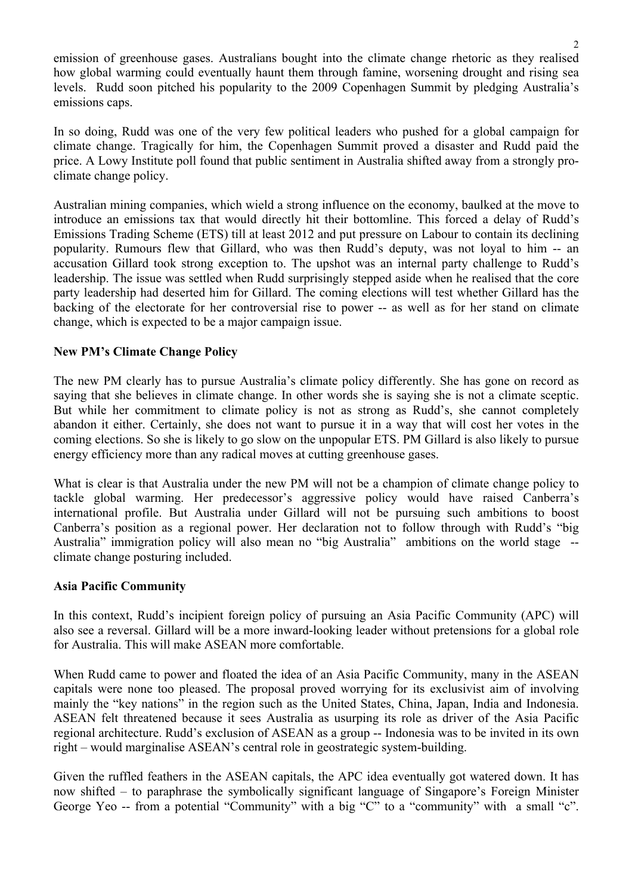emission of greenhouse gases. Australians bought into the climate change rhetoric as they realised how global warming could eventually haunt them through famine, worsening drought and rising sea levels. Rudd soon pitched his popularity to the 2009 Copenhagen Summit by pledging Australia's emissions caps.

In so doing, Rudd was one of the very few political leaders who pushed for a global campaign for climate change. Tragically for him, the Copenhagen Summit proved a disaster and Rudd paid the price. A Lowy Institute poll found that public sentiment in Australia shifted away from a strongly pro-climate change policy.

Australian mining companies, which wield a strong influence on the economy, baulked at the move to introduce an emissions tax that would directly hit their bottomline. This forced a delay of Rudd's Emissions Trading Scheme (ETS) till at least 2012 and put pressure on Labour to contain its declining popularity. Rumours flew that Gillard, who was then Rudd's deputy, was not loyal to him -- an accusation Gillard took strong exception to. The upshot was an internal party challenge to Rudd's leadership. The issue was settled when Rudd surprisingly stepped aside when he realised that the core party leadership had deserted him for Gillard. The coming elections will test whether Gillard has the backing of the electorate for her controversial rise to power -- as well as for her stand on climate change, which is expected to be a major campaign issue.

**New PM's Climate Change Policy**

The new PM clearly has to pursue Australia's climate policy differently. She has gone on record as saying that she believes in climate change. In other words she is saying she is not a climate sceptic. But while her commitment to climate policy is not as strong as Rudd's, she cannot completely abandon it either. Certainly, she does not want to pursue it in a way that will cost her votes in the coming elections. So she is likely to go slow on the unpopular ETS. PM Gillard is also likely to pursue energy efficiency more than any radical moves at cutting greenhouse gases.

What is clear is that Australia under the new PM will not be a champion of climate change policy to tackle global warming. Her predecessor's aggressive policy would have raised Canberra's international profile. But Australia under Gillard will not be pursuing such ambitions to boost Canberra's position as a regional power. Her declaration not to follow through with Rudd's "big Australia" immigration policy will also mean no "big Australia" ambitions on the world stage -- climate change posturing included.

**Asia Pacific Community**

In this context, Rudd's incipient foreign policy of pursuing an Asia Pacific Community (APC) will also see a reversal. Gillard will be a more inward-looking leader without pretensions for a global role for Australia. This will make ASEAN more comfortable.

When Rudd came to power and floated the idea of an Asia Pacific Community, many in the ASEAN capitals were none too pleased. The proposal proved worrying for its exclusivist aim of involving mainly the "key nations" in the region such as the United States, China, Japan, India and Indonesia. ASEAN felt threatened because it sees Australia as usurping its role as driver of the Asia Pacific regional architecture. Rudd's exclusion of ASEAN as a group -- Indonesia was to be invited in its own right – would marginalise ASEAN's central role in geostrategic system-building.

Given the ruffled feathers in the ASEAN capitals, the APC idea eventually got watered down. It has now shifted – to paraphrase the symbolically significant language of Singapore's Foreign Minister George Yeo -- from a potential "Community" with a big "C" to a "community" with a small "c".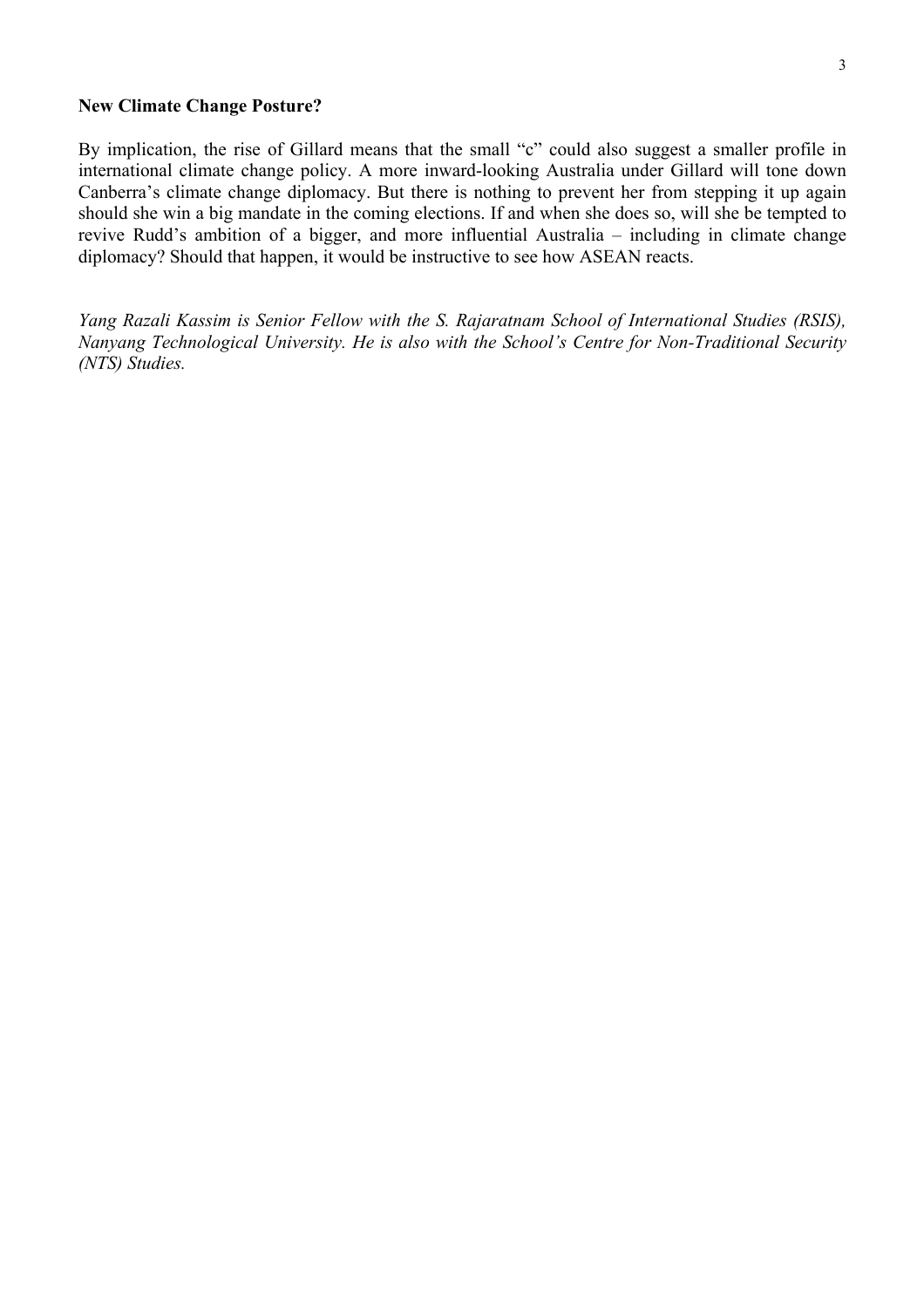**New Climate Change Posture?**

By implication, the rise of Gillard means that the small "c" could also suggest a smaller profile in international climate change policy. A more inward-looking Australia under Gillard will tone down Canberra's climate change diplomacy. But there is nothing to prevent her from stepping it up again should she win a big mandate in the coming elections. If and when she does so, will she be tempted to revive Rudd's ambition of a bigger, and more influential Australia – including in climate change diplomacy? Should that happen, it would be instructive to see how ASEAN reacts.

*Yang Razali Kassim is Senior Fellow with the S. Rajaratnam School of International Studies (RSIS), Nanyang Technological University. He is also with the School's Centre for Non-Traditional Security (NTS) Studies.*